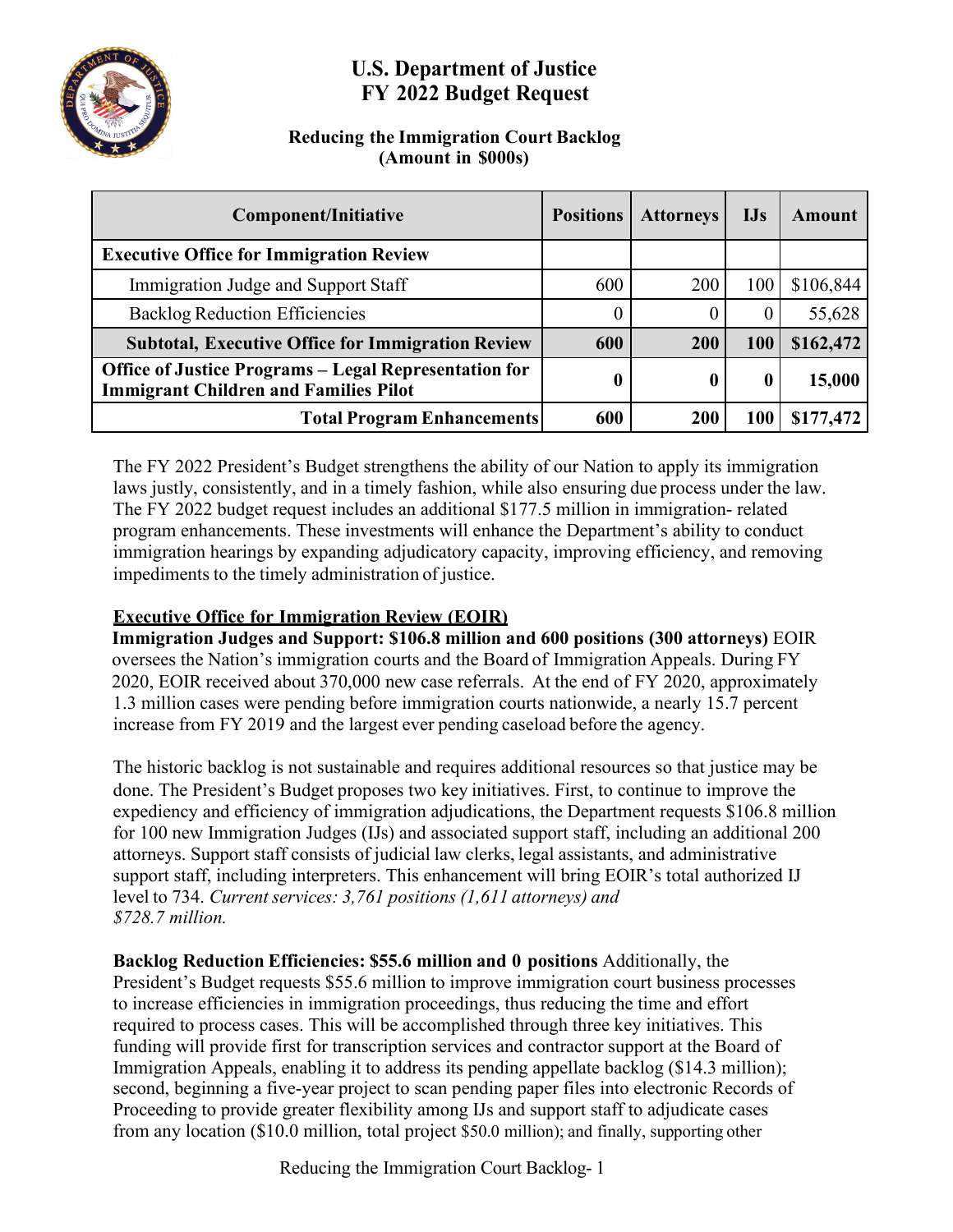# U.S. Department of Justice
# FY 2022 Budget Request

### Reducing the Immigration Court Backlog
### (Amount in $000s)

| Component/Initiative | Positions | Attorneys | IJs | Amount |
|---|---|---|---|---|
| **Executive Office for Immigration Review** | | | | |
| Immigration Judge and Support Staff | 600 | 200 | 100 | $106,844 |
| Backlog Reduction Efficiencies | 0 | 0 | 0 | 55,628 |
| **Subtotal, Executive Office for Immigration Review** | **600** | **200** | **100** | **$162,472** |
| **Office of Justice Programs – Legal Representation for Immigrant Children and Families Pilot** | **0** | **0** | **0** | **15,000** |
| **Total Program Enhancements** | **600** | **200** | **100** | **$177,472** |

The FY 2022 President's Budget strengthens the ability of our Nation to apply its immigration laws justly, consistently, and in a timely fashion, while also ensuring due process under the law. The FY 2022 budget request includes an additional $177.5 million in immigration- related program enhancements. These investments will enhance the Department's ability to conduct immigration hearings by expanding adjudicatory capacity, improving efficiency, and removing impediments to the timely administration of justice.

**Executive Office for Immigration Review (EOIR)**

**Immigration Judges and Support: $106.8 million and 600 positions (300 attorneys)** EOIR oversees the Nation's immigration courts and the Board of Immigration Appeals. During FY 2020, EOIR received about 370,000 new case referrals. At the end of FY 2020, approximately 1.3 million cases were pending before immigration courts nationwide, a nearly 15.7 percent increase from FY 2019 and the largest ever pending caseload before the agency.

The historic backlog is not sustainable and requires additional resources so that justice may be done. The President's Budget proposes two key initiatives. First, to continue to improve the expediency and efficiency of immigration adjudications, the Department requests $106.8 million for 100 new Immigration Judges (IJs) and associated support staff, including an additional 200 attorneys. Support staff consists of judicial law clerks, legal assistants, and administrative support staff, including interpreters. This enhancement will bring EOIR's total authorized IJ level to 734. *Current services: 3,761 positions (1,611 attorneys) and $728.7 million.*

**Backlog Reduction Efficiencies: $55.6 million and 0 positions** Additionally, the President's Budget requests $55.6 million to improve immigration court business processes to increase efficiencies in immigration proceedings, thus reducing the time and effort required to process cases. This will be accomplished through three key initiatives. This funding will provide first for transcription services and contractor support at the Board of Immigration Appeals, enabling it to address its pending appellate backlog ($14.3 million); second, beginning a five-year project to scan pending paper files into electronic Records of Proceeding to provide greater flexibility among IJs and support staff to adjudicate cases from any location ($10.0 million, total project $50.0 million); and finally, supporting other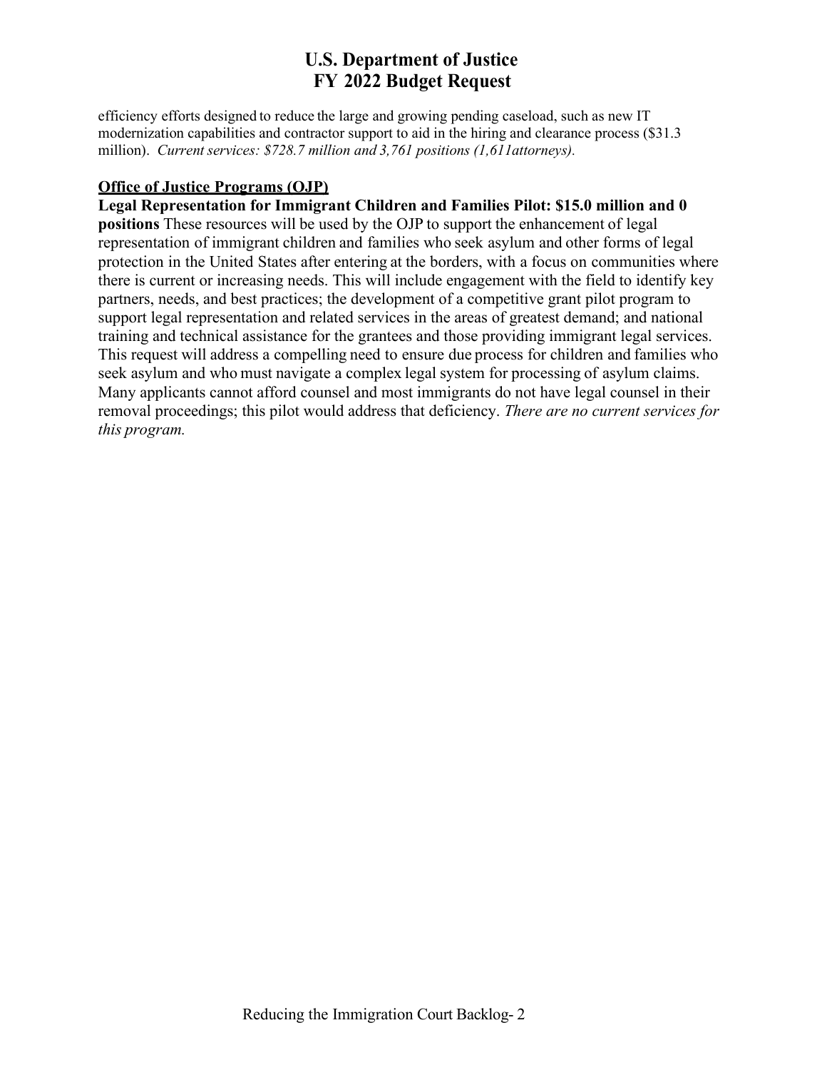efficiency efforts designed to reduce the large and growing pending caseload, such as new IT modernization capabilities and contractor support to aid in the hiring and clearance process ($31.3 million). *Current services: $728.7 million and 3,761 positions (1,611attorneys).*

## Office of Justice Programs (OJP)

**Legal Representation for Immigrant Children and Families Pilot: $15.0 million and 0 positions** These resources will be used by the OJP to support the enhancement of legal representation of immigrant children and families who seek asylum and other forms of legal protection in the United States after entering at the borders, with a focus on communities where there is current or increasing needs. This will include engagement with the field to identify key partners, needs, and best practices; the development of a competitive grant pilot program to support legal representation and related services in the areas of greatest demand; and national training and technical assistance for the grantees and those providing immigrant legal services. This request will address a compelling need to ensure due process for children and families who seek asylum and who must navigate a complex legal system for processing of asylum claims. Many applicants cannot afford counsel and most immigrants do not have legal counsel in their removal proceedings; this pilot would address that deficiency. *There are no current services for this program.*